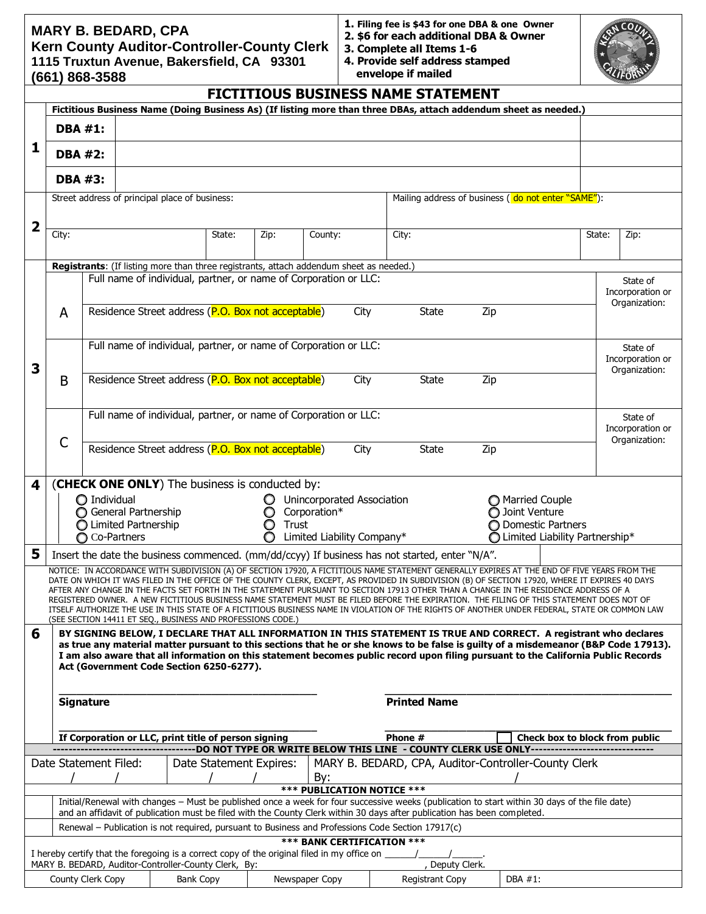**MARY B. BEDARD, CPA**
**Kern County Auditor-Controller-County Clerk**
**1115 Truxtun Avenue, Bakersfield, CA 93301**
**(661) 868-3588**

1. **Filing fee is $43 for one DBA & one Owner**
2. **$6 for each additional DBA & Owner**
3. **Complete all Items 1-6**
4. **Provide self address stamped envelope if mailed**

# FICTITIOUS BUSINESS NAME STATEMENT

**1** **Fictitious Business Name (Doing Business As) (If listing more than three DBAs, attach addendum sheet as needed.)**

| | | |
|---|---|---|
| **DBA #1:** | | |
| **DBA #2:** | | |
| **DBA #3:** | | |

**2**

| Street address of principal place of business: | | | | Mailing address of business (do not enter "SAME"): | | |
|---|---|---|---|---|---|---|
| City: | State: | Zip: | County: | City: | State: | Zip: |

**3** **Registrants**: (If listing more than three registrants, attach addendum sheet as needed.)

| | | | | | |
|---|---|---|---|---|---|
| A | Full name of individual, partner, or name of Corporation or LLC: | | | | State of Incorporation or Organization: |
| | Residence Street address (P.O. Box not acceptable) | City | State | Zip | |
| B | Full name of individual, partner, or name of Corporation or LLC: | | | | State of Incorporation or Organization: |
| | Residence Street address (P.O. Box not acceptable) | City | State | Zip | |
| C | Full name of individual, partner, or name of Corporation or LLC: | | | | State of Incorporation or Organization: |
| | Residence Street address (P.O. Box not acceptable) | City | State | Zip | |

**4** (**CHECK ONE ONLY**) The business is conducted by:

- ○ Individual
- ○ General Partnership
- ○ Limited Partnership
- ○ Co-Partners
- ○ Unincorporated Association
- ○ Corporation*
- ○ Trust
- ○ Limited Liability Company*
- ○ Married Couple
- ○ Joint Venture
- ○ Domestic Partners
- ○ Limited Liability Partnership*

**5** Insert the date the business commenced. (mm/dd/ccyy) If business has not started, enter "N/A".

NOTICE: IN ACCORDANCE WITH SUBDIVISION (A) OF SECTION 17920, A FICTITIOUS NAME STATEMENT GENERALLY EXPIRES AT THE END OF FIVE YEARS FROM THE DATE ON WHICH IT WAS FILED IN THE OFFICE OF THE COUNTY CLERK, EXCEPT, AS PROVIDED IN SUBDIVISION (B) OF SECTION 17920, WHERE IT EXPIRES 40 DAYS AFTER ANY CHANGE IN THE FACTS SET FORTH IN THE STATEMENT PURSUANT TO SECTION 17913 OTHER THAN A CHANGE IN THE RESIDENCE ADDRESS OF A REGISTERED OWNER. A NEW FICTITIOUS BUSINESS NAME STATEMENT MUST BE FILED BEFORE THE EXPIRATION. THE FILING OF THIS STATEMENT DOES NOT OF ITSELF AUTHORIZE THE USE IN THIS STATE OF A FICTITIOUS BUSINESS NAME IN VIOLATION OF THE RIGHTS OF ANOTHER UNDER FEDERAL, STATE OR COMMON LAW (SEE SECTION 14411 ET SEQ., BUSINESS AND PROFESSIONS CODE.)

**6** **BY SIGNING BELOW, I DECLARE THAT ALL INFORMATION IN THIS STATEMENT IS TRUE AND CORRECT. A registrant who declares as true any material matter pursuant to this sections that he or she knows to be false is guilty of a misdemeanor (B&P Code 17913). I am also aware that all information on this statement becomes public record upon filing pursuant to the California Public Records Act (Government Code Section 6250-6277).**

______________________________ **Signature**

______________________________ **Printed Name**

______________________________ **If Corporation or LLC, print title of person signing**

______________________________ **Phone #** ☐ **Check box to block from public**

**-----DO NOT TYPE OR WRITE BELOW THIS LINE - COUNTY CLERK USE ONLY-----**

| Date Statement Filed: | Date Statement Expires: | MARY B. BEDARD, CPA, Auditor-Controller-County Clerk |
|---|---|---|
| / / | / / | By: / |

**\*\*\* PUBLICATION NOTICE \*\*\***

Initial/Renewal with changes – Must be published once a week for four successive weeks (publication to start within 30 days of the file date) and an affidavit of publication must be filed with the County Clerk within 30 days after publication has been completed.

Renewal – Publication is not required, pursuant to Business and Professions Code Section 17917(c)

**\*\*\* BANK CERTIFICATION \*\*\***

I hereby certify that the foregoing is a correct copy of the original filed in my office on ______/______/______.
MARY B. BEDARD, Auditor-Controller-County Clerk, By: , Deputy Clerk.

| County Clerk Copy | Bank Copy | Newspaper Copy | Registrant Copy | DBA #1: |
|---|---|---|---|---|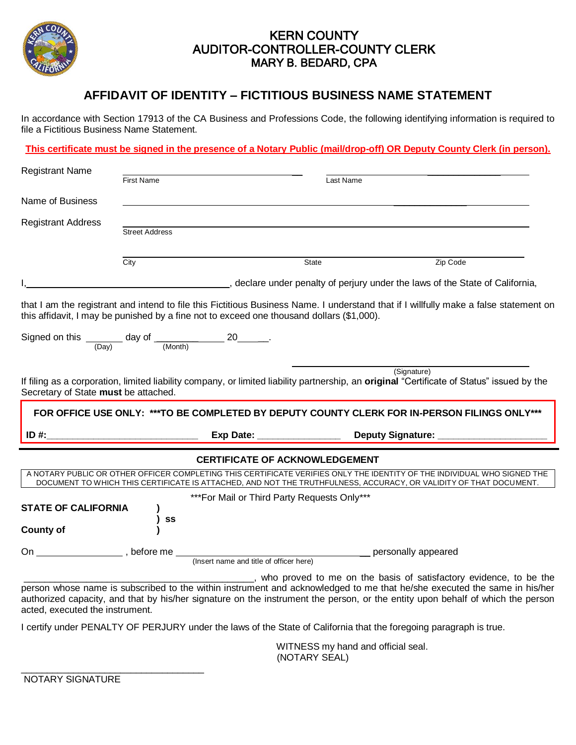# KERN COUNTY
# AUDITOR-CONTROLLER-COUNTY CLERK
# MARY B. BEDARD, CPA

## AFFIDAVIT OF IDENTITY – FICTITIOUS BUSINESS NAME STATEMENT

In accordance with Section 17913 of the CA Business and Professions Code, the following identifying information is required to file a Fictitious Business Name Statement.

**This certificate must be signed in the presence of a Notary Public (mail/drop-off) OR Deputy County Clerk (in person).**

Registrant Name ______________________________ ______________________________
First Name Last Name

Name of Business ______________________________________________________________

Registrant Address ______________________________________________________________
Street Address

______________________________________________________________
City State Zip Code

I,______________________________________, declare under penalty of perjury under the laws of the State of California,

that I am the registrant and intend to file this Fictitious Business Name. I understand that if I willfully make a false statement on this affidavit, I may be punished by a fine not to exceed one thousand dollars ($1,000).

Signed on this _______ day of ______________ 20______.
(Day) (Month)

______________________________________
(Signature)

If filing as a corporation, limited liability company, or limited liability partnership, an **original** "Certificate of Status" issued by the Secretary of State **must** be attached.

**FOR OFFICE USE ONLY: \*\*\*TO BE COMPLETED BY DEPUTY COUNTY CLERK FOR IN-PERSON FILINGS ONLY\*\*\***

**ID #:**____________________________ **Exp Date:** ________________ **Deputy Signature:** _____________________

### CERTIFICATE OF ACKNOWLEDGEMENT

A NOTARY PUBLIC OR OTHER OFFICER COMPLETING THIS CERTIFICATE VERIFIES ONLY THE IDENTITY OF THE INDIVIDUAL WHO SIGNED THE DOCUMENT TO WHICH THIS CERTIFICATE IS ATTACHED, AND NOT THE TRUTHFULNESS, ACCURACY, OR VALIDITY OF THAT DOCUMENT.

\*\*\*For Mail or Third Party Requests Only\*\*\*

**STATE OF CALIFORNIA )**
**) ss**
**County of )**

On ________________ , before me ______________________________________ personally appeared
(Insert name and title of officer here)

_____________________________________________, who proved to me on the basis of satisfactory evidence, to be the person whose name is subscribed to the within instrument and acknowledged to me that he/she executed the same in his/her authorized capacity, and that by his/her signature on the instrument the person, or the entity upon behalf of which the person acted, executed the instrument.

I certify under PENALTY OF PERJURY under the laws of the State of California that the foregoing paragraph is true.

WITNESS my hand and official seal.
(NOTARY SEAL)

___________________________________
NOTARY SIGNATURE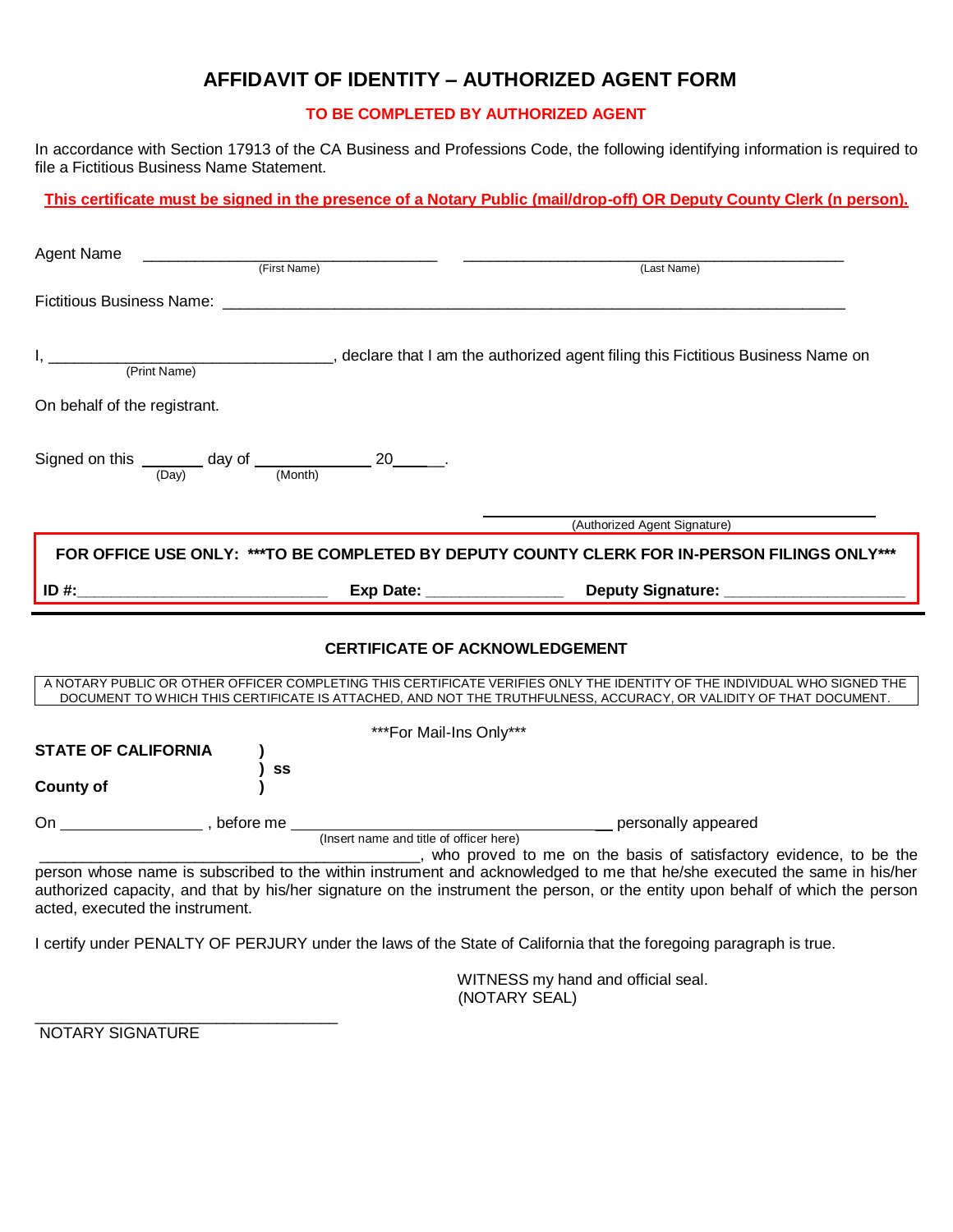# AFFIDAVIT OF IDENTITY – AUTHORIZED AGENT FORM

**TO BE COMPLETED BY AUTHORIZED AGENT**

In accordance with Section 17913 of the CA Business and Professions Code, the following identifying information is required to file a Fictitious Business Name Statement.

**This certificate must be signed in the presence of a Notary Public (mail/drop-off) OR Deputy County Clerk (n person).**

Agent Name ________________________________ ________________________________________
(First Name) (Last Name)

Fictitious Business Name: ____________________________________________________________________

I, ________________________________, declare that I am the authorized agent filing this Fictitious Business Name on
(Print Name)

On behalf of the registrant.

Signed on this _______ day of _____________ 20_______.
(Day) (Month)

________________________________________
(Authorized Agent Signature)

**FOR OFFICE USE ONLY: \*\*\*TO BE COMPLETED BY DEPUTY COUNTY CLERK FOR IN-PERSON FILINGS ONLY\*\*\***

**ID #:**____________________________ **Exp Date:** _______________ **Deputy Signature:** ____________________

## CERTIFICATE OF ACKNOWLEDGEMENT

A NOTARY PUBLIC OR OTHER OFFICER COMPLETING THIS CERTIFICATE VERIFIES ONLY THE IDENTITY OF THE INDIVIDUAL WHO SIGNED THE DOCUMENT TO WHICH THIS CERTIFICATE IS ATTACHED, AND NOT THE TRUTHFULNESS, ACCURACY, OR VALIDITY OF THAT DOCUMENT.

\*\*\*For Mail-Ins Only\*\*\*

**STATE OF CALIFORNIA )**
**) ss**
**County of )**

On ________________ , before me ____________________________________ personally appeared
(Insert name and title of officer here)
____________________________________________, who proved to me on the basis of satisfactory evidence, to be the person whose name is subscribed to the within instrument and acknowledged to me that he/she executed the same in his/her authorized capacity, and that by his/her signature on the instrument the person, or the entity upon behalf of which the person acted, executed the instrument.

I certify under PENALTY OF PERJURY under the laws of the State of California that the foregoing paragraph is true.

WITNESS my hand and official seal.
(NOTARY SEAL)

__________________________________
NOTARY SIGNATURE